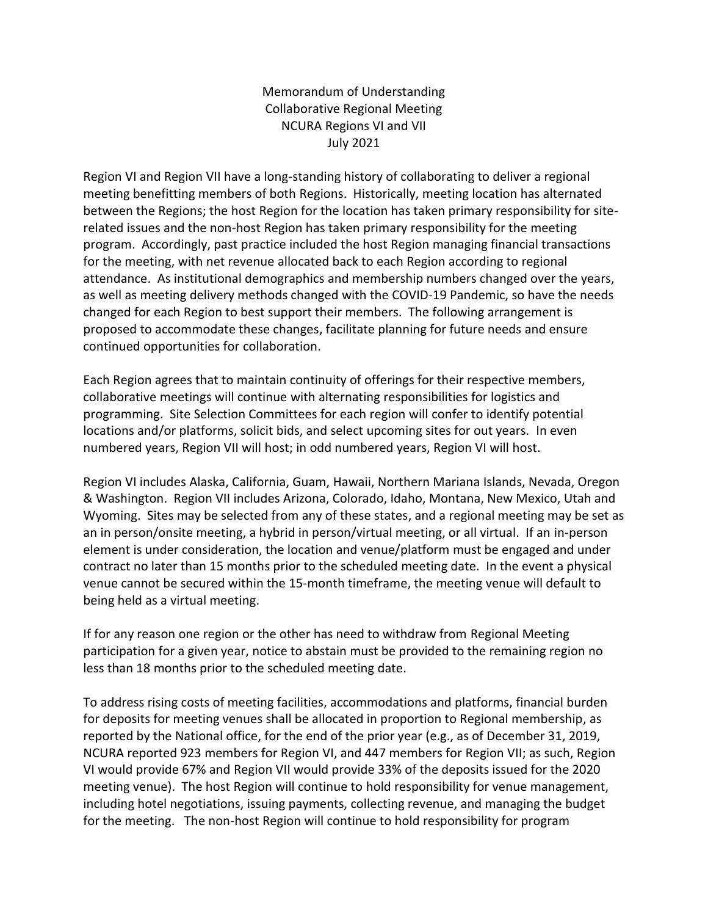# Memorandum of Understanding
## Collaborative Regional Meeting
## NCURA Regions VI and VII
## July 2021

Region VI and Region VII have a long-standing history of collaborating to deliver a regional meeting benefitting members of both Regions. Historically, meeting location has alternated between the Regions; the host Region for the location has taken primary responsibility for site-related issues and the non-host Region has taken primary responsibility for the meeting program. Accordingly, past practice included the host Region managing financial transactions for the meeting, with net revenue allocated back to each Region according to regional attendance. As institutional demographics and membership numbers changed over the years, as well as meeting delivery methods changed with the COVID-19 Pandemic, so have the needs changed for each Region to best support their members. The following arrangement is proposed to accommodate these changes, facilitate planning for future needs and ensure continued opportunities for collaboration.

Each Region agrees that to maintain continuity of offerings for their respective members, collaborative meetings will continue with alternating responsibilities for logistics and programming. Site Selection Committees for each region will confer to identify potential locations and/or platforms, solicit bids, and select upcoming sites for out years. In even numbered years, Region VII will host; in odd numbered years, Region VI will host.

Region VI includes Alaska, California, Guam, Hawaii, Northern Mariana Islands, Nevada, Oregon & Washington. Region VII includes Arizona, Colorado, Idaho, Montana, New Mexico, Utah and Wyoming. Sites may be selected from any of these states, and a regional meeting may be set as an in person/onsite meeting, a hybrid in person/virtual meeting, or all virtual. If an in-person element is under consideration, the location and venue/platform must be engaged and under contract no later than 15 months prior to the scheduled meeting date. In the event a physical venue cannot be secured within the 15-month timeframe, the meeting venue will default to being held as a virtual meeting.

If for any reason one region or the other has need to withdraw from Regional Meeting participation for a given year, notice to abstain must be provided to the remaining region no less than 18 months prior to the scheduled meeting date.

To address rising costs of meeting facilities, accommodations and platforms, financial burden for deposits for meeting venues shall be allocated in proportion to Regional membership, as reported by the National office, for the end of the prior year (e.g., as of December 31, 2019, NCURA reported 923 members for Region VI, and 447 members for Region VII; as such, Region VI would provide 67% and Region VII would provide 33% of the deposits issued for the 2020 meeting venue). The host Region will continue to hold responsibility for venue management, including hotel negotiations, issuing payments, collecting revenue, and managing the budget for the meeting. The non-host Region will continue to hold responsibility for program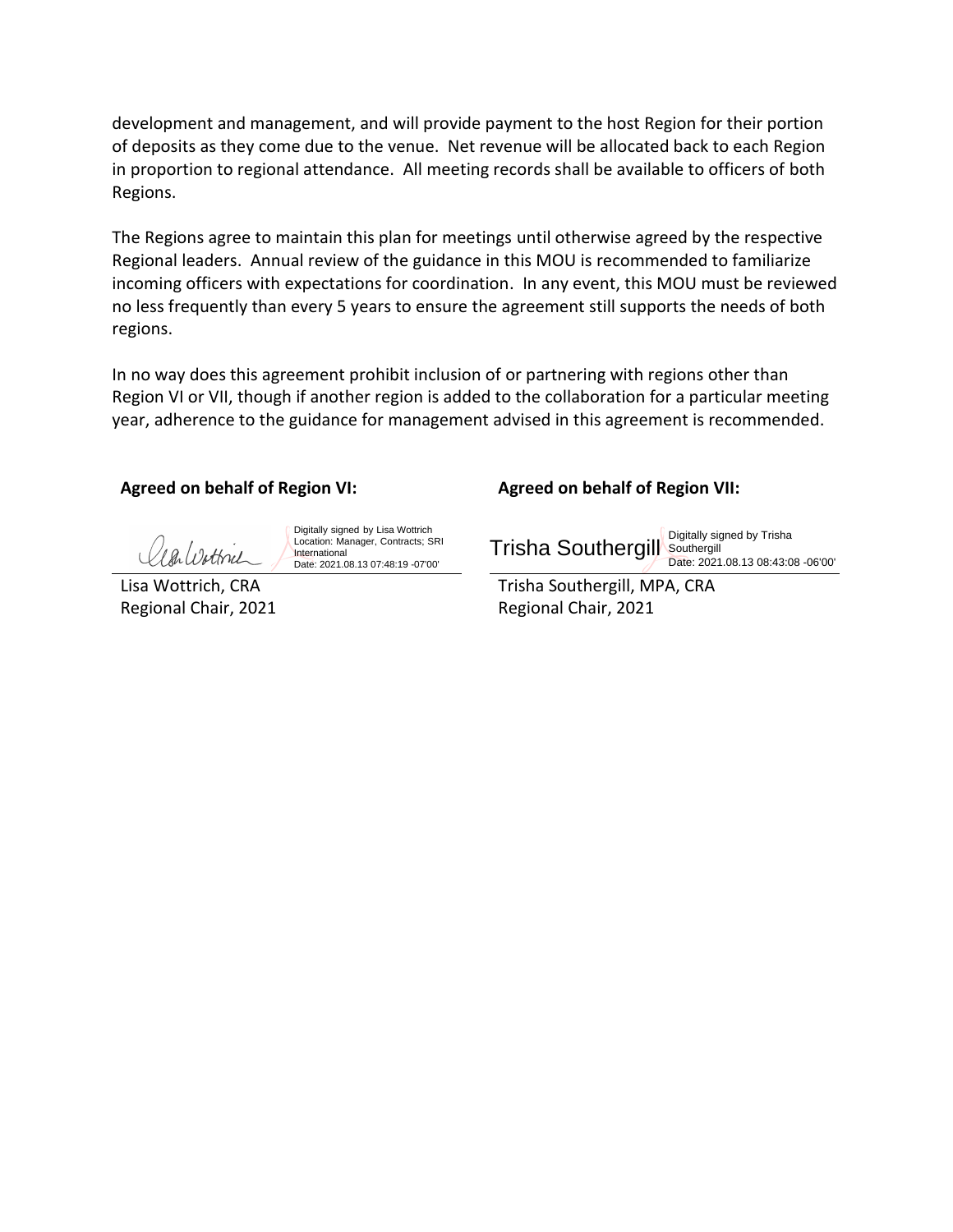development and management, and will provide payment to the host Region for their portion of deposits as they come due to the venue. Net revenue will be allocated back to each Region in proportion to regional attendance. All meeting records shall be available to officers of both Regions.

The Regions agree to maintain this plan for meetings until otherwise agreed by the respective Regional leaders. Annual review of the guidance in this MOU is recommended to familiarize incoming officers with expectations for coordination. In any event, this MOU must be reviewed no less frequently than every 5 years to ensure the agreement still supports the needs of both regions.

In no way does this agreement prohibit inclusion of or partnering with regions other than Region VI or VII, though if another region is added to the collaboration for a particular meeting year, adherence to the guidance for management advised in this agreement is recommended.

**Agreed on behalf of Region VI:**

Digitally signed by Lisa Wottrich
Location: Manager, Contracts; SRI International
Date: 2021.08.13 07:48:19 -07'00'

Lisa Wottrich, CRA
Regional Chair, 2021

**Agreed on behalf of Region VII:**

Trisha Southergill
Digitally signed by Trisha Southergill
Date: 2021.08.13 08:43:08 -06'00'

Trisha Southergill, MPA, CRA
Regional Chair, 2021